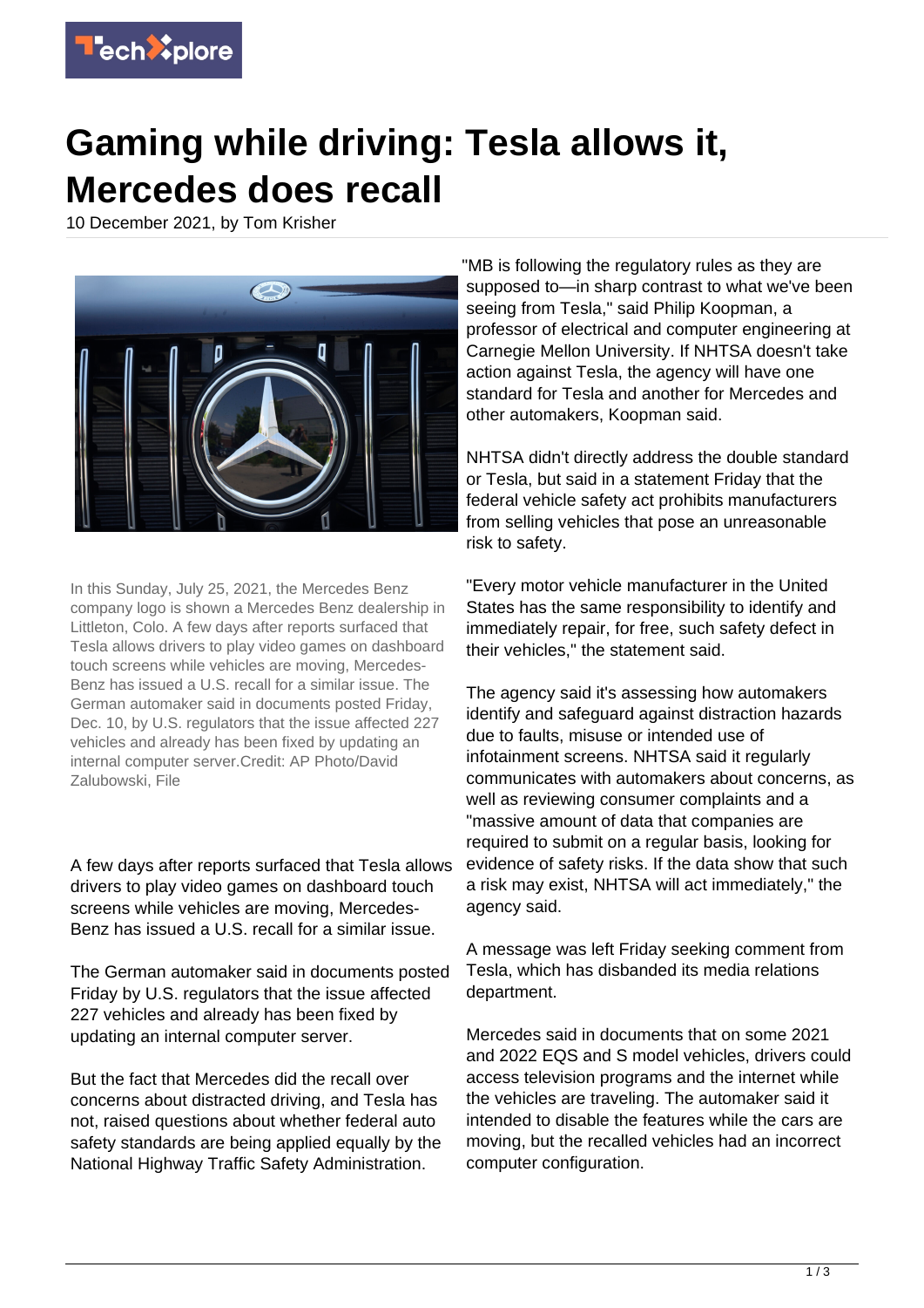# Gaming while driving: Tesla allows it, Mercedes does recall

10 December 2021, by Tom Krisher

In this Sunday, July 25, 2021, the Mercedes Benz company logo is shown a Mercedes Benz dealership in Littleton, Colo. A few days after reports surfaced that Tesla allows drivers to play video games on dashboard touch screens while vehicles are moving, Mercedes-Benz has issued a U.S. recall for a similar issue. The German automaker said in documents posted Friday, Dec. 10, by U.S. regulators that the issue affected 227 vehicles and already has been fixed by updating an internal computer server.Credit: AP Photo/David Zalubowski, File

A few days after reports surfaced that Tesla allows drivers to play video games on dashboard touch screens while vehicles are moving, Mercedes-Benz has issued a U.S. recall for a similar issue.

The German automaker said in documents posted Friday by U.S. regulators that the issue affected 227 vehicles and already has been fixed by updating an internal computer server.

But the fact that Mercedes did the recall over concerns about distracted driving, and Tesla has not, raised questions about whether federal auto safety standards are being applied equally by the National Highway Traffic Safety Administration.

"MB is following the regulatory rules as they are supposed to—in sharp contrast to what we've been seeing from Tesla," said Philip Koopman, a professor of electrical and computer engineering at Carnegie Mellon University. If NHTSA doesn't take action against Tesla, the agency will have one standard for Tesla and another for Mercedes and other automakers, Koopman said.

NHTSA didn't directly address the double standard or Tesla, but said in a statement Friday that the federal vehicle safety act prohibits manufacturers from selling vehicles that pose an unreasonable risk to safety.

"Every motor vehicle manufacturer in the United States has the same responsibility to identify and immediately repair, for free, such safety defect in their vehicles," the statement said.

The agency said it's assessing how automakers identify and safeguard against distraction hazards due to faults, misuse or intended use of infotainment screens. NHTSA said it regularly communicates with automakers about concerns, as well as reviewing consumer complaints and a "massive amount of data that companies are required to submit on a regular basis, looking for evidence of safety risks. If the data show that such a risk may exist, NHTSA will act immediately," the agency said.

A message was left Friday seeking comment from Tesla, which has disbanded its media relations department.

Mercedes said in documents that on some 2021 and 2022 EQS and S model vehicles, drivers could access television programs and the internet while the vehicles are traveling. The automaker said it intended to disable the features while the cars are moving, but the recalled vehicles had an incorrect computer configuration.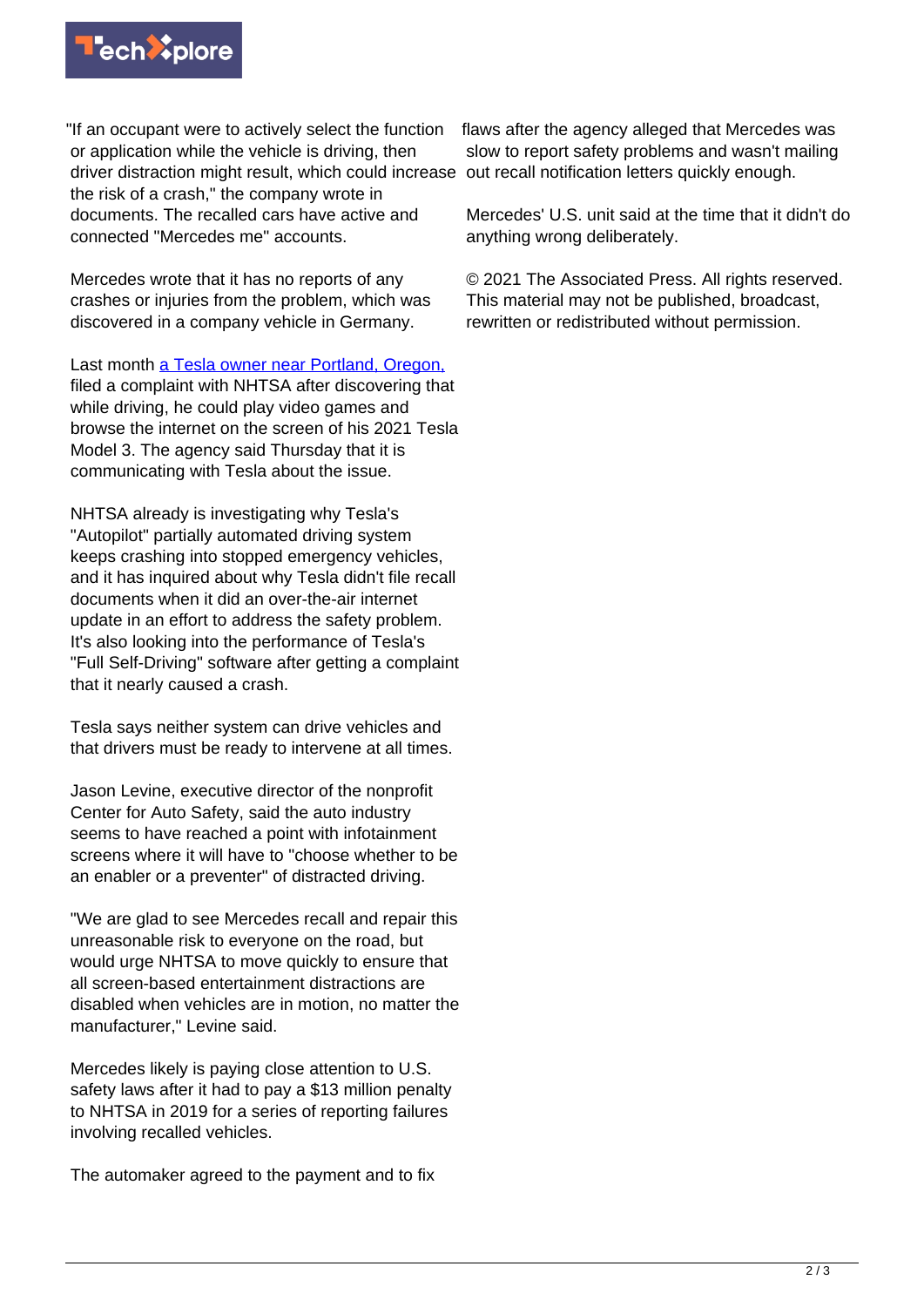"If an occupant were to actively select the function or application while the vehicle is driving, then driver distraction might result, which could increase the risk of a crash," the company wrote in documents. The recalled cars have active and connected "Mercedes me" accounts.

Mercedes wrote that it has no reports of any crashes or injuries from the problem, which was discovered in a company vehicle in Germany.

Last month [a Tesla owner near Portland, Oregon,](https://techxplore.com/news/2021-12-tesla-video-games-touchscreen-nhtsa.html) filed a complaint with NHTSA after discovering that while driving, he could play video games and browse the internet on the screen of his 2021 Tesla Model 3. The agency said Thursday that it is communicating with Tesla about the issue.

NHTSA already is investigating why Tesla's "Autopilot" partially automated driving system keeps crashing into stopped emergency vehicles, and it has inquired about why Tesla didn't file recall documents when it did an over-the-air internet update in an effort to address the safety problem. It's also looking into the performance of Tesla's "Full Self-Driving" software after getting a complaint that it nearly caused a crash.

Tesla says neither system can drive vehicles and that drivers must be ready to intervene at all times.

Jason Levine, executive director of the nonprofit Center for Auto Safety, said the auto industry seems to have reached a point with infotainment screens where it will have to "choose whether to be an enabler or a preventer" of distracted driving.

"We are glad to see Mercedes recall and repair this unreasonable risk to everyone on the road, but would urge NHTSA to move quickly to ensure that all screen-based entertainment distractions are disabled when vehicles are in motion, no matter the manufacturer," Levine said.

Mercedes likely is paying close attention to U.S. safety laws after it had to pay a $13 million penalty to NHTSA in 2019 for a series of reporting failures involving recalled vehicles.

The automaker agreed to the payment and to fix flaws after the agency alleged that Mercedes was slow to report safety problems and wasn't mailing out recall notification letters quickly enough.

Mercedes' U.S. unit said at the time that it didn't do anything wrong deliberately.

© 2021 The Associated Press. All rights reserved. This material may not be published, broadcast, rewritten or redistributed without permission.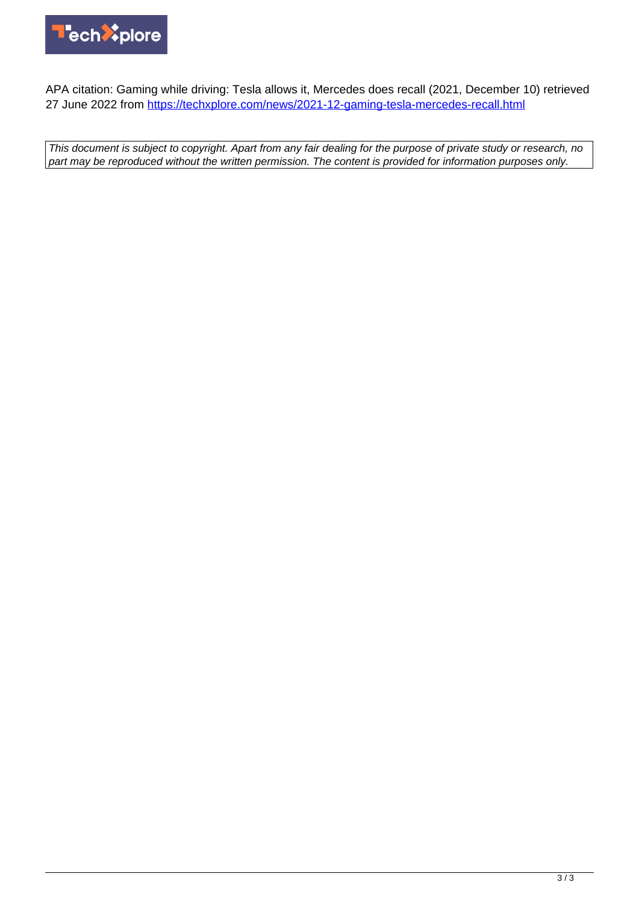APA citation: Gaming while driving: Tesla allows it, Mercedes does recall (2021, December 10) retrieved 27 June 2022 from https://techxplore.com/news/2021-12-gaming-tesla-mercedes-recall.html

*This document is subject to copyright. Apart from any fair dealing for the purpose of private study or research, no part may be reproduced without the written permission. The content is provided for information purposes only.*